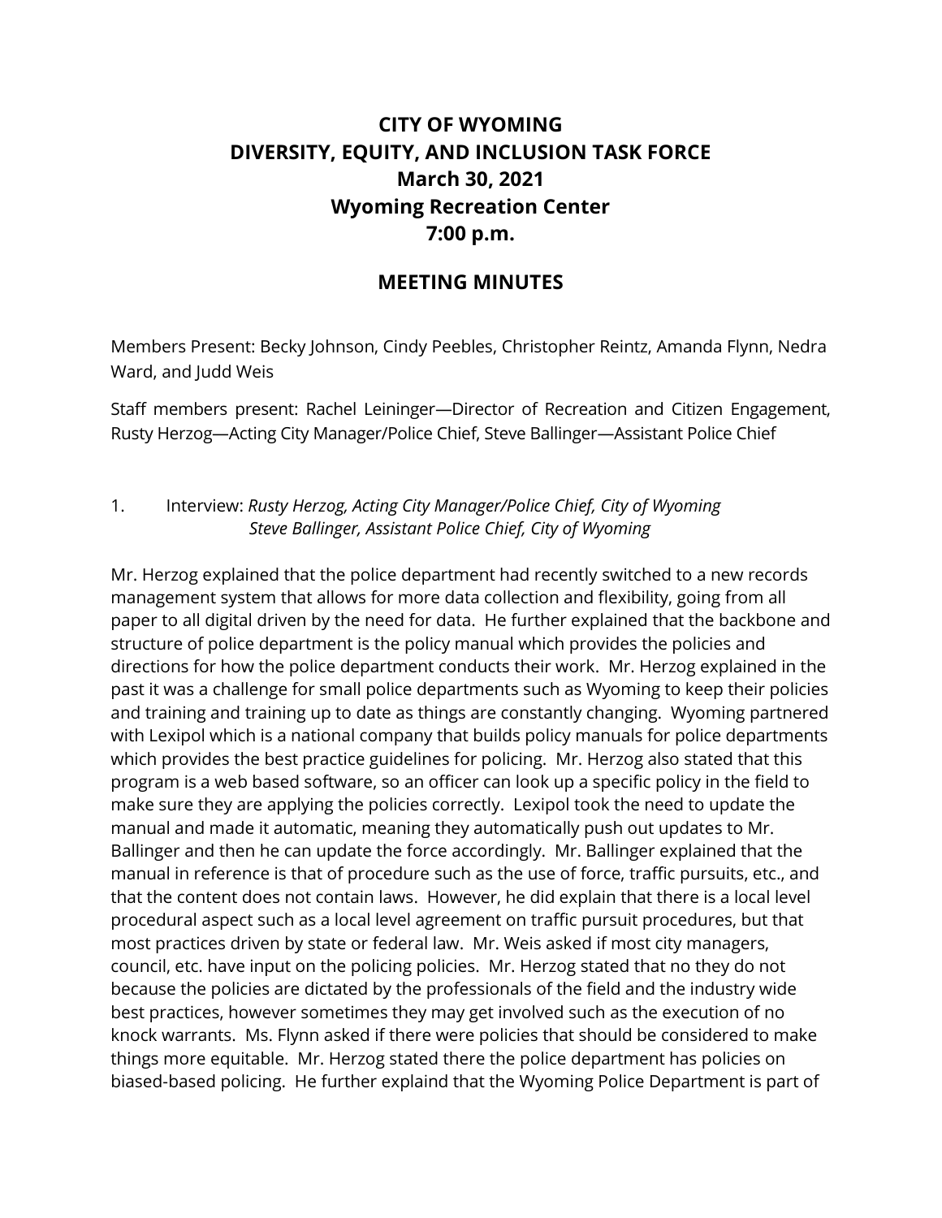# CITY OF WYOMING
# DIVERSITY, EQUITY, AND INCLUSION TASK FORCE
# March 30, 2021
# Wyoming Recreation Center
# 7:00 p.m.

## MEETING MINUTES

Members Present: Becky Johnson, Cindy Peebles, Christopher Reintz, Amanda Flynn, Nedra Ward, and Judd Weis

Staff members present: Rachel Leininger—Director of Recreation and Citizen Engagement, Rusty Herzog—Acting City Manager/Police Chief, Steve Ballinger—Assistant Police Chief

1. Interview: *Rusty Herzog, Acting City Manager/Police Chief, City of Wyoming*
   *Steve Ballinger, Assistant Police Chief, City of Wyoming*

Mr. Herzog explained that the police department had recently switched to a new records management system that allows for more data collection and flexibility, going from all paper to all digital driven by the need for data. He further explained that the backbone and structure of police department is the policy manual which provides the policies and directions for how the police department conducts their work. Mr. Herzog explained in the past it was a challenge for small police departments such as Wyoming to keep their policies and training and training up to date as things are constantly changing. Wyoming partnered with Lexipol which is a national company that builds policy manuals for police departments which provides the best practice guidelines for policing. Mr. Herzog also stated that this program is a web based software, so an officer can look up a specific policy in the field to make sure they are applying the policies correctly. Lexipol took the need to update the manual and made it automatic, meaning they automatically push out updates to Mr. Ballinger and then he can update the force accordingly. Mr. Ballinger explained that the manual in reference is that of procedure such as the use of force, traffic pursuits, etc., and that the content does not contain laws. However, he did explain that there is a local level procedural aspect such as a local level agreement on traffic pursuit procedures, but that most practices driven by state or federal law. Mr. Weis asked if most city managers, council, etc. have input on the policing policies. Mr. Herzog stated that no they do not because the policies are dictated by the professionals of the field and the industry wide best practices, however sometimes they may get involved such as the execution of no knock warrants. Ms. Flynn asked if there were policies that should be considered to make things more equitable. Mr. Herzog stated there the police department has policies on biased-based policing. He further explaind that the Wyoming Police Department is part of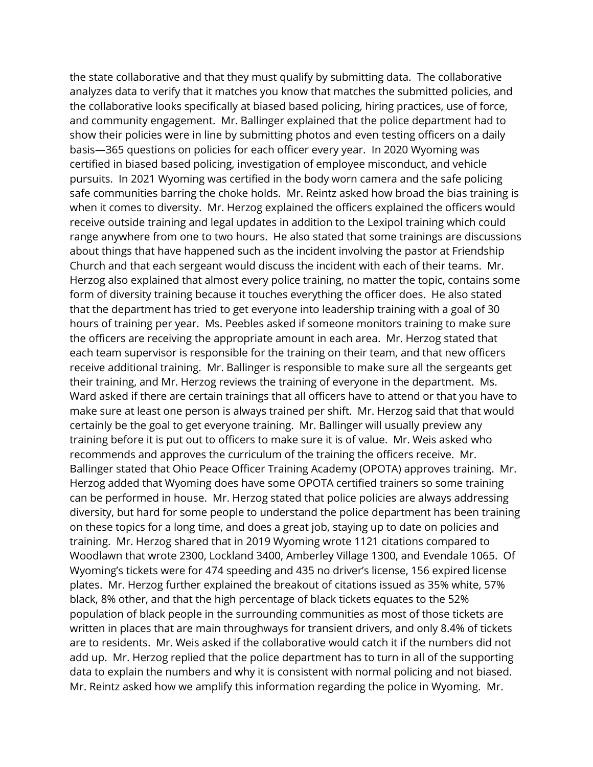the state collaborative and that they must qualify by submitting data. The collaborative analyzes data to verify that it matches you know that matches the submitted policies, and the collaborative looks specifically at biased based policing, hiring practices, use of force, and community engagement. Mr. Ballinger explained that the police department had to show their policies were in line by submitting photos and even testing officers on a daily basis—365 questions on policies for each officer every year. In 2020 Wyoming was certified in biased based policing, investigation of employee misconduct, and vehicle pursuits. In 2021 Wyoming was certified in the body worn camera and the safe policing safe communities barring the choke holds. Mr. Reintz asked how broad the bias training is when it comes to diversity. Mr. Herzog explained the officers explained the officers would receive outside training and legal updates in addition to the Lexipol training which could range anywhere from one to two hours. He also stated that some trainings are discussions about things that have happened such as the incident involving the pastor at Friendship Church and that each sergeant would discuss the incident with each of their teams. Mr. Herzog also explained that almost every police training, no matter the topic, contains some form of diversity training because it touches everything the officer does. He also stated that the department has tried to get everyone into leadership training with a goal of 30 hours of training per year. Ms. Peebles asked if someone monitors training to make sure the officers are receiving the appropriate amount in each area. Mr. Herzog stated that each team supervisor is responsible for the training on their team, and that new officers receive additional training. Mr. Ballinger is responsible to make sure all the sergeants get their training, and Mr. Herzog reviews the training of everyone in the department. Ms. Ward asked if there are certain trainings that all officers have to attend or that you have to make sure at least one person is always trained per shift. Mr. Herzog said that that would certainly be the goal to get everyone training. Mr. Ballinger will usually preview any training before it is put out to officers to make sure it is of value. Mr. Weis asked who recommends and approves the curriculum of the training the officers receive. Mr. Ballinger stated that Ohio Peace Officer Training Academy (OPOTA) approves training. Mr. Herzog added that Wyoming does have some OPOTA certified trainers so some training can be performed in house. Mr. Herzog stated that police policies are always addressing diversity, but hard for some people to understand the police department has been training on these topics for a long time, and does a great job, staying up to date on policies and training. Mr. Herzog shared that in 2019 Wyoming wrote 1121 citations compared to Woodlawn that wrote 2300, Lockland 3400, Amberley Village 1300, and Evendale 1065. Of Wyoming's tickets were for 474 speeding and 435 no driver's license, 156 expired license plates. Mr. Herzog further explained the breakout of citations issued as 35% white, 57% black, 8% other, and that the high percentage of black tickets equates to the 52% population of black people in the surrounding communities as most of those tickets are written in places that are main throughways for transient drivers, and only 8.4% of tickets are to residents. Mr. Weis asked if the collaborative would catch it if the numbers did not add up. Mr. Herzog replied that the police department has to turn in all of the supporting data to explain the numbers and why it is consistent with normal policing and not biased. Mr. Reintz asked how we amplify this information regarding the police in Wyoming. Mr.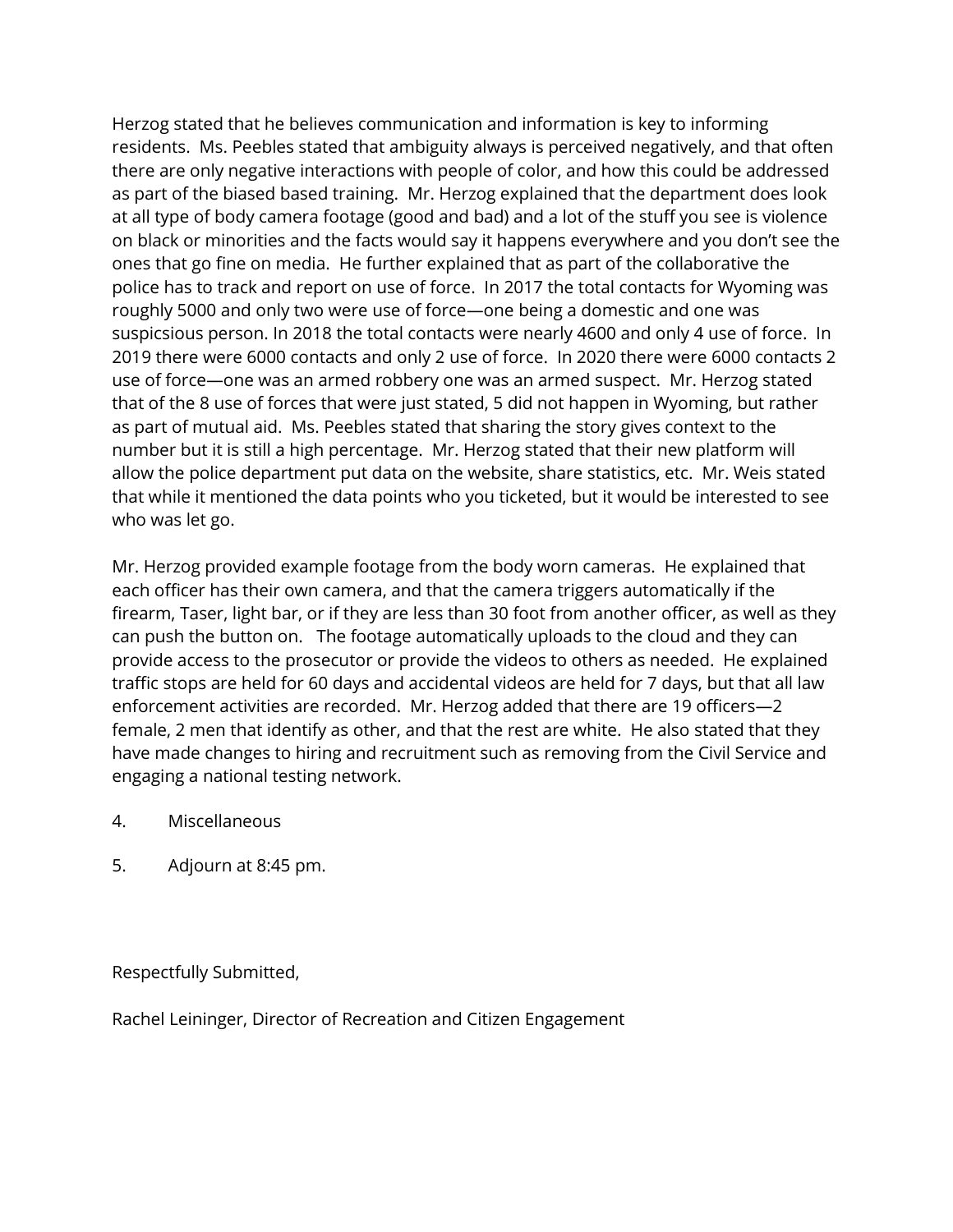Herzog stated that he believes communication and information is key to informing residents. Ms. Peebles stated that ambiguity always is perceived negatively, and that often there are only negative interactions with people of color, and how this could be addressed as part of the biased based training. Mr. Herzog explained that the department does look at all type of body camera footage (good and bad) and a lot of the stuff you see is violence on black or minorities and the facts would say it happens everywhere and you don't see the ones that go fine on media. He further explained that as part of the collaborative the police has to track and report on use of force. In 2017 the total contacts for Wyoming was roughly 5000 and only two were use of force—one being a domestic and one was suspicsious person. In 2018 the total contacts were nearly 4600 and only 4 use of force. In 2019 there were 6000 contacts and only 2 use of force. In 2020 there were 6000 contacts 2 use of force—one was an armed robbery one was an armed suspect. Mr. Herzog stated that of the 8 use of forces that were just stated, 5 did not happen in Wyoming, but rather as part of mutual aid. Ms. Peebles stated that sharing the story gives context to the number but it is still a high percentage. Mr. Herzog stated that their new platform will allow the police department put data on the website, share statistics, etc. Mr. Weis stated that while it mentioned the data points who you ticketed, but it would be interested to see who was let go.

Mr. Herzog provided example footage from the body worn cameras. He explained that each officer has their own camera, and that the camera triggers automatically if the firearm, Taser, light bar, or if they are less than 30 foot from another officer, as well as they can push the button on. The footage automatically uploads to the cloud and they can provide access to the prosecutor or provide the videos to others as needed. He explained traffic stops are held for 60 days and accidental videos are held for 7 days, but that all law enforcement activities are recorded. Mr. Herzog added that there are 19 officers—2 female, 2 men that identify as other, and that the rest are white. He also stated that they have made changes to hiring and recruitment such as removing from the Civil Service and engaging a national testing network.

4. Miscellaneous

5. Adjourn at 8:45 pm.

Respectfully Submitted,

Rachel Leininger, Director of Recreation and Citizen Engagement